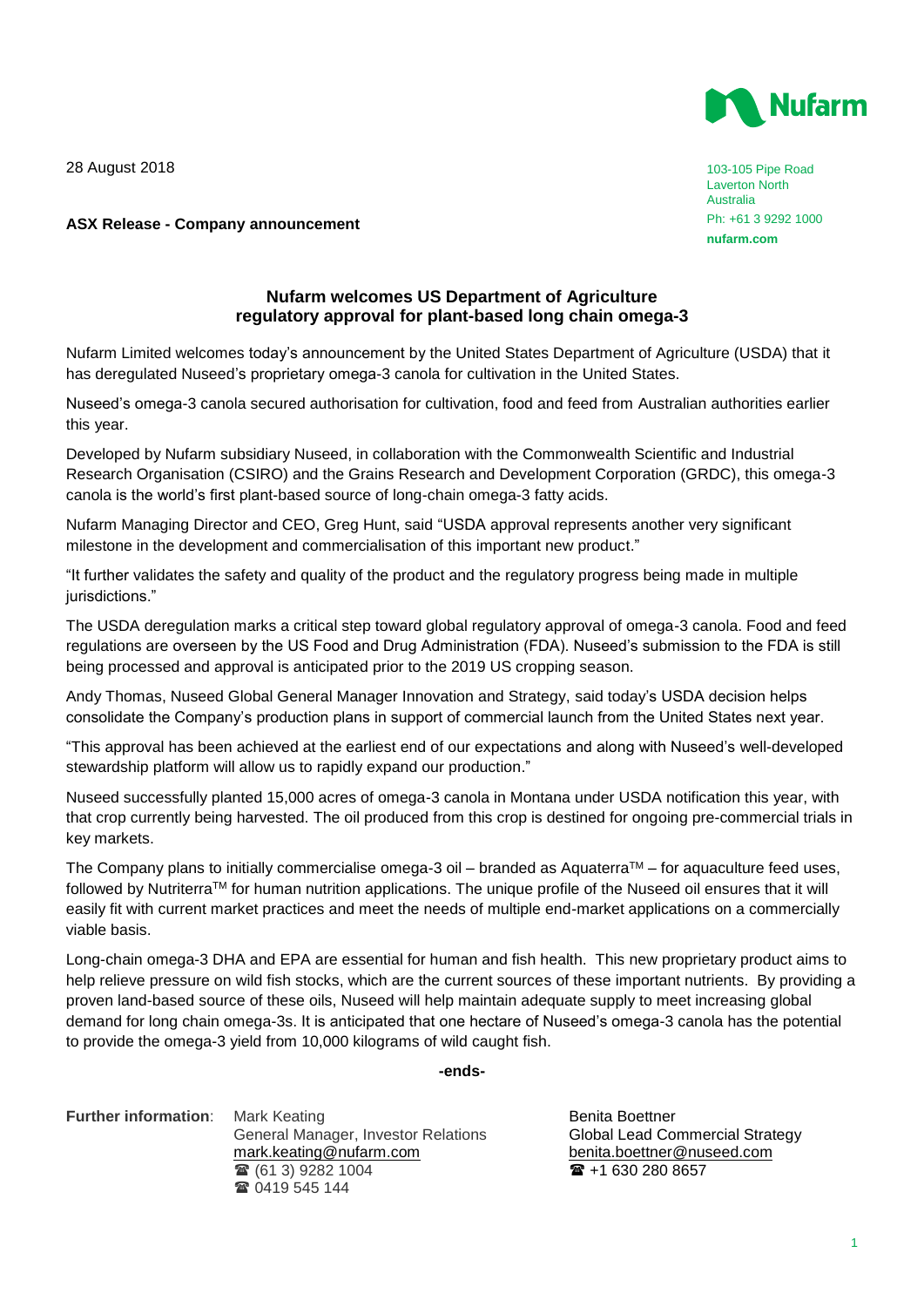28 August 2018

**ASX Release - Company announcement**

Nufarm

103-105 Pipe Road
Laverton North
Australia
Ph: +61 3 9292 1000
**nufarm.com**

## Nufarm welcomes US Department of Agriculture regulatory approval for plant-based long chain omega-3

Nufarm Limited welcomes today's announcement by the United States Department of Agriculture (USDA) that it has deregulated Nuseed's proprietary omega-3 canola for cultivation in the United States.

Nuseed's omega-3 canola secured authorisation for cultivation, food and feed from Australian authorities earlier this year.

Developed by Nufarm subsidiary Nuseed, in collaboration with the Commonwealth Scientific and Industrial Research Organisation (CSIRO) and the Grains Research and Development Corporation (GRDC), this omega-3 canola is the world's first plant-based source of long-chain omega-3 fatty acids.

Nufarm Managing Director and CEO, Greg Hunt, said "USDA approval represents another very significant milestone in the development and commercialisation of this important new product."

"It further validates the safety and quality of the product and the regulatory progress being made in multiple jurisdictions."

The USDA deregulation marks a critical step toward global regulatory approval of omega-3 canola. Food and feed regulations are overseen by the US Food and Drug Administration (FDA). Nuseed's submission to the FDA is still being processed and approval is anticipated prior to the 2019 US cropping season.

Andy Thomas, Nuseed Global General Manager Innovation and Strategy, said today's USDA decision helps consolidate the Company's production plans in support of commercial launch from the United States next year.

"This approval has been achieved at the earliest end of our expectations and along with Nuseed's well-developed stewardship platform will allow us to rapidly expand our production."

Nuseed successfully planted 15,000 acres of omega-3 canola in Montana under USDA notification this year, with that crop currently being harvested. The oil produced from this crop is destined for ongoing pre-commercial trials in key markets.

The Company plans to initially commercialise omega-3 oil – branded as Aquaterra™ – for aquaculture feed uses, followed by Nutriterra™ for human nutrition applications. The unique profile of the Nuseed oil ensures that it will easily fit with current market practices and meet the needs of multiple end-market applications on a commercially viable basis.

Long-chain omega-3 DHA and EPA are essential for human and fish health. This new proprietary product aims to help relieve pressure on wild fish stocks, which are the current sources of these important nutrients. By providing a proven land-based source of these oils, Nuseed will help maintain adequate supply to meet increasing global demand for long chain omega-3s. It is anticipated that one hectare of Nuseed's omega-3 canola has the potential to provide the omega-3 yield from 10,000 kilograms of wild caught fish.

**-ends-**

**Further information**:

Mark Keating
General Manager, Investor Relations
mark.keating@nufarm.com
☎ (61 3) 9282 1004
☎ 0419 545 144

Benita Boettner
Global Lead Commercial Strategy
benita.boettner@nuseed.com
☎ +1 630 280 8657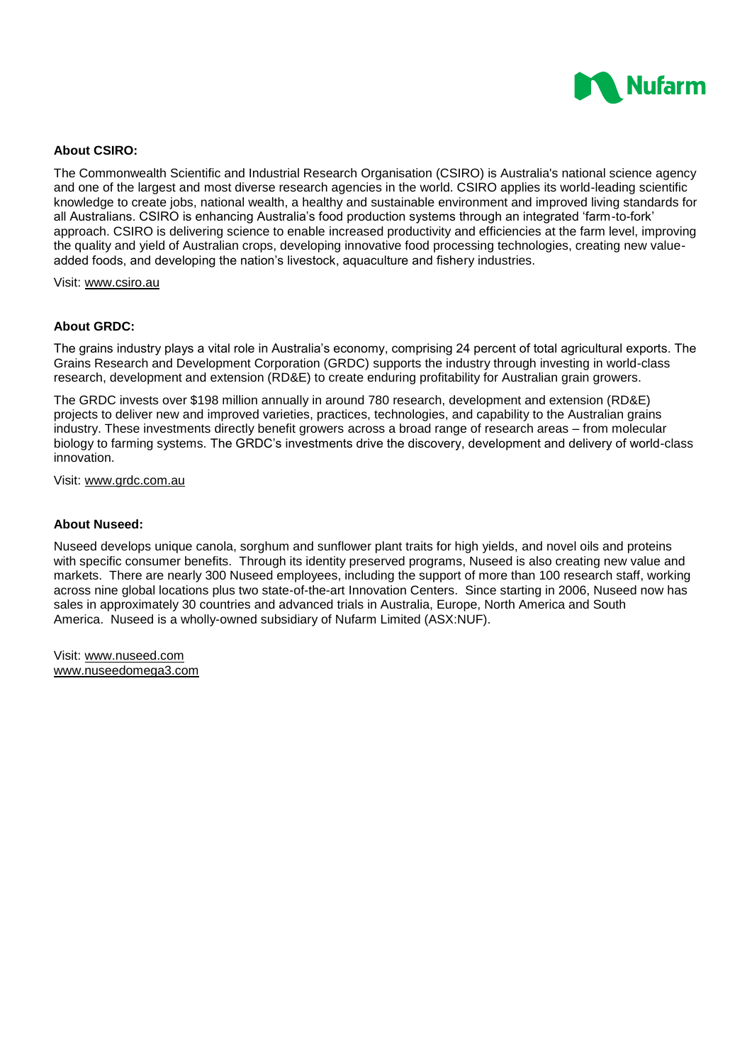**About CSIRO:**

The Commonwealth Scientific and Industrial Research Organisation (CSIRO) is Australia's national science agency and one of the largest and most diverse research agencies in the world. CSIRO applies its world-leading scientific knowledge to create jobs, national wealth, a healthy and sustainable environment and improved living standards for all Australians. CSIRO is enhancing Australia's food production systems through an integrated 'farm-to-fork' approach. CSIRO is delivering science to enable increased productivity and efficiencies at the farm level, improving the quality and yield of Australian crops, developing innovative food processing technologies, creating new value-added foods, and developing the nation's livestock, aquaculture and fishery industries.

Visit: www.csiro.au

**About GRDC:**

The grains industry plays a vital role in Australia's economy, comprising 24 percent of total agricultural exports. The Grains Research and Development Corporation (GRDC) supports the industry through investing in world-class research, development and extension (RD&E) to create enduring profitability for Australian grain growers.

The GRDC invests over $198 million annually in around 780 research, development and extension (RD&E) projects to deliver new and improved varieties, practices, technologies, and capability to the Australian grains industry. These investments directly benefit growers across a broad range of research areas – from molecular biology to farming systems. The GRDC's investments drive the discovery, development and delivery of world-class innovation.

Visit: www.grdc.com.au

**About Nuseed:**

Nuseed develops unique canola, sorghum and sunflower plant traits for high yields, and novel oils and proteins with specific consumer benefits. Through its identity preserved programs, Nuseed is also creating new value and markets. There are nearly 300 Nuseed employees, including the support of more than 100 research staff, working across nine global locations plus two state-of-the-art Innovation Centers. Since starting in 2006, Nuseed now has sales in approximately 30 countries and advanced trials in Australia, Europe, North America and South America. Nuseed is a wholly-owned subsidiary of Nufarm Limited (ASX:NUF).

Visit: www.nuseed.com
www.nuseedomega3.com